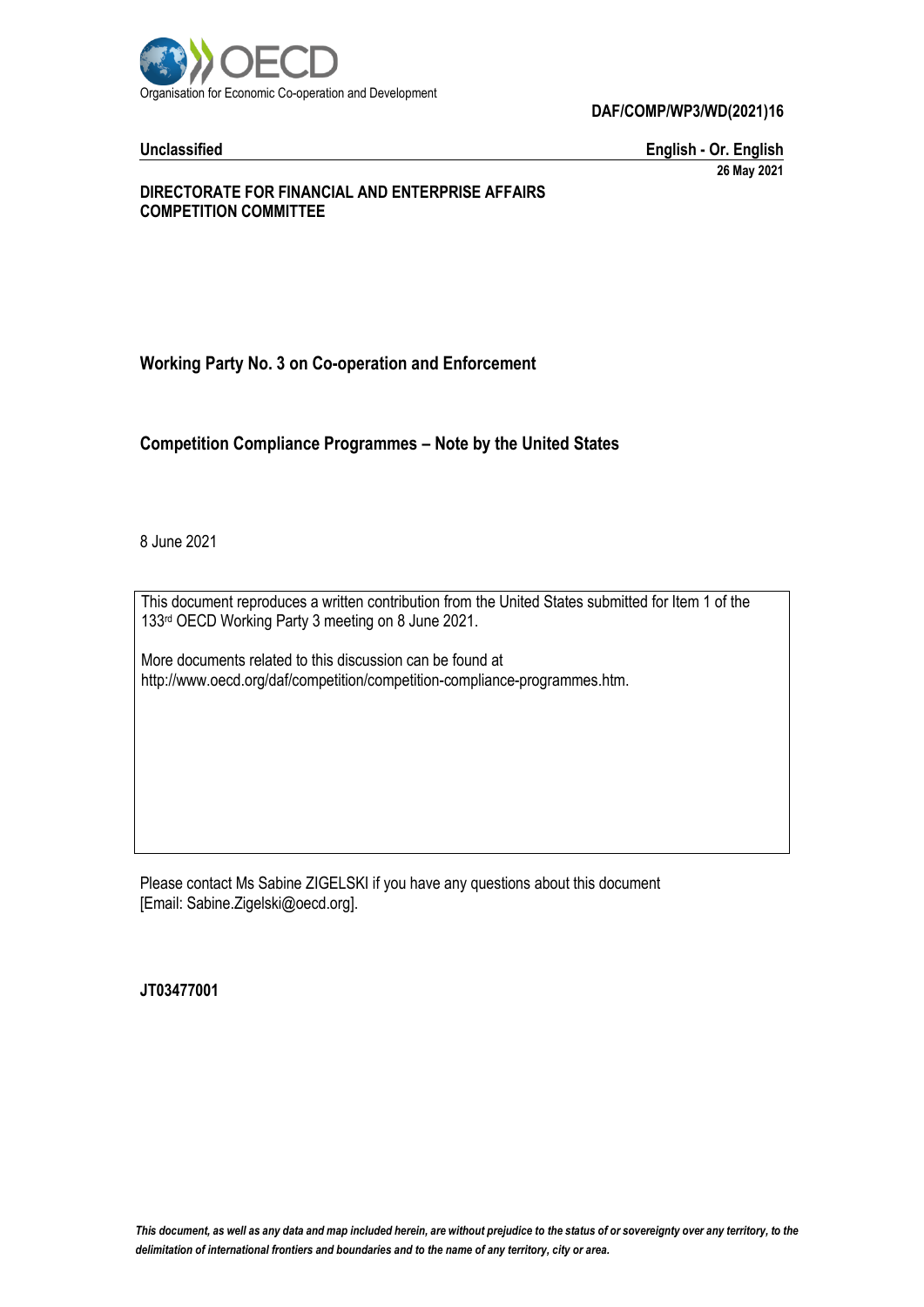Organisation for Economic Co-operation and Development

**DAF/COMP/WP3/WD(2021)16**

**Unclassified** **English - Or. English**

**26 May 2021**

**DIRECTORATE FOR FINANCIAL AND ENTERPRISE AFFAIRS**
**COMPETITION COMMITTEE**

## Working Party No. 3 on Co-operation and Enforcement

# Competition Compliance Programmes – Note by the United States

8 June 2021

This document reproduces a written contribution from the United States submitted for Item 1 of the 133rd OECD Working Party 3 meeting on 8 June 2021.

More documents related to this discussion can be found at http://www.oecd.org/daf/competition/competition-compliance-programmes.htm.

Please contact Ms Sabine ZIGELSKI if you have any questions about this document [Email: Sabine.Zigelski@oecd.org].

**JT03477001**

*This document, as well as any data and map included herein, are without prejudice to the status of or sovereignty over any territory, to the delimitation of international frontiers and boundaries and to the name of any territory, city or area.*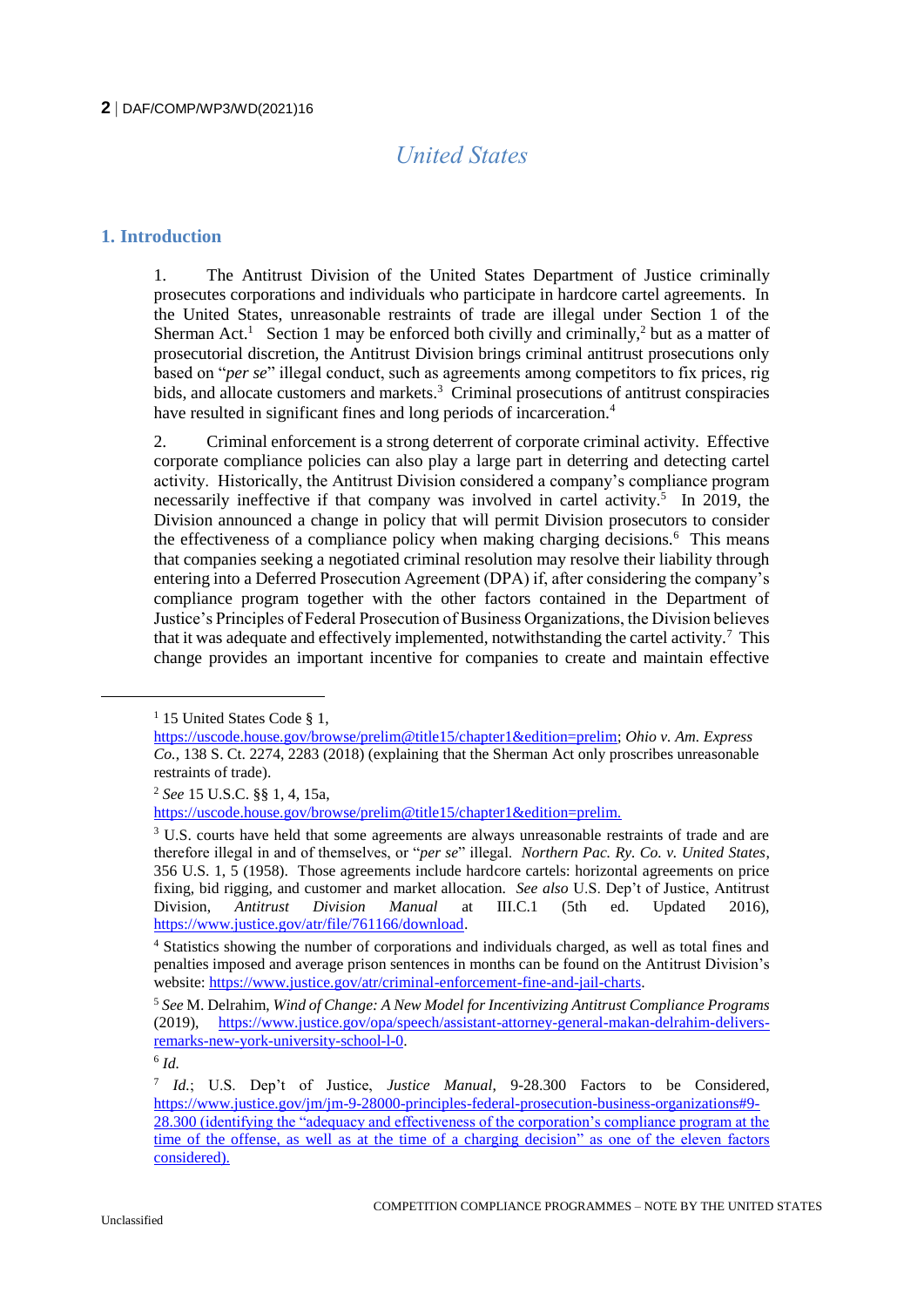# United States

## 1. Introduction

1. The Antitrust Division of the United States Department of Justice criminally prosecutes corporations and individuals who participate in hardcore cartel agreements. In the United States, unreasonable restraints of trade are illegal under Section 1 of the Sherman Act.[1] Section 1 may be enforced both civilly and criminally,[2] but as a matter of prosecutorial discretion, the Antitrust Division brings criminal antitrust prosecutions only based on "*per se*" illegal conduct, such as agreements among competitors to fix prices, rig bids, and allocate customers and markets.[3] Criminal prosecutions of antitrust conspiracies have resulted in significant fines and long periods of incarceration.[4]

2. Criminal enforcement is a strong deterrent of corporate criminal activity. Effective corporate compliance policies can also play a large part in deterring and detecting cartel activity. Historically, the Antitrust Division considered a company's compliance program necessarily ineffective if that company was involved in cartel activity.[5] In 2019, the Division announced a change in policy that will permit Division prosecutors to consider the effectiveness of a compliance policy when making charging decisions.[6] This means that companies seeking a negotiated criminal resolution may resolve their liability through entering into a Deferred Prosecution Agreement (DPA) if, after considering the company's compliance program together with the other factors contained in the Department of Justice's Principles of Federal Prosecution of Business Organizations, the Division believes that it was adequate and effectively implemented, notwithstanding the cartel activity.[7] This change provides an important incentive for companies to create and maintain effective

---

[1] 15 United States Code § 1, https://uscode.house.gov/browse/prelim@title15/chapter1&edition=prelim; *Ohio v. Am. Express Co.*, 138 S. Ct. 2274, 2283 (2018) (explaining that the Sherman Act only proscribes unreasonable restraints of trade).

[2] *See* 15 U.S.C. §§ 1, 4, 15a, https://uscode.house.gov/browse/prelim@title15/chapter1&edition=prelim.

[3] U.S. courts have held that some agreements are always unreasonable restraints of trade and are therefore illegal in and of themselves, or "*per se*" illegal. *Northern Pac. Ry. Co. v. United States*, 356 U.S. 1, 5 (1958). Those agreements include hardcore cartels: horizontal agreements on price fixing, bid rigging, and customer and market allocation. *See also* U.S. Dep't of Justice, Antitrust Division, *Antitrust Division Manual* at III.C.1 (5th ed. Updated 2016), https://www.justice.gov/atr/file/761166/download.

[4] Statistics showing the number of corporations and individuals charged, as well as total fines and penalties imposed and average prison sentences in months can be found on the Antitrust Division's website: https://www.justice.gov/atr/criminal-enforcement-fine-and-jail-charts.

[5] *See* M. Delrahim, *Wind of Change: A New Model for Incentivizing Antitrust Compliance Programs* (2019), https://www.justice.gov/opa/speech/assistant-attorney-general-makan-delrahim-delivers-remarks-new-york-university-school-l-0.

[6] *Id.*

[7] *Id.*; U.S. Dep't of Justice, *Justice Manual*, 9-28.300 Factors to be Considered, https://www.justice.gov/jm/jm-9-28000-principles-federal-prosecution-business-organizations#9-28.300 (identifying the "adequacy and effectiveness of the corporation's compliance program at the time of the offense, as well as at the time of a charging decision" as one of the eleven factors considered).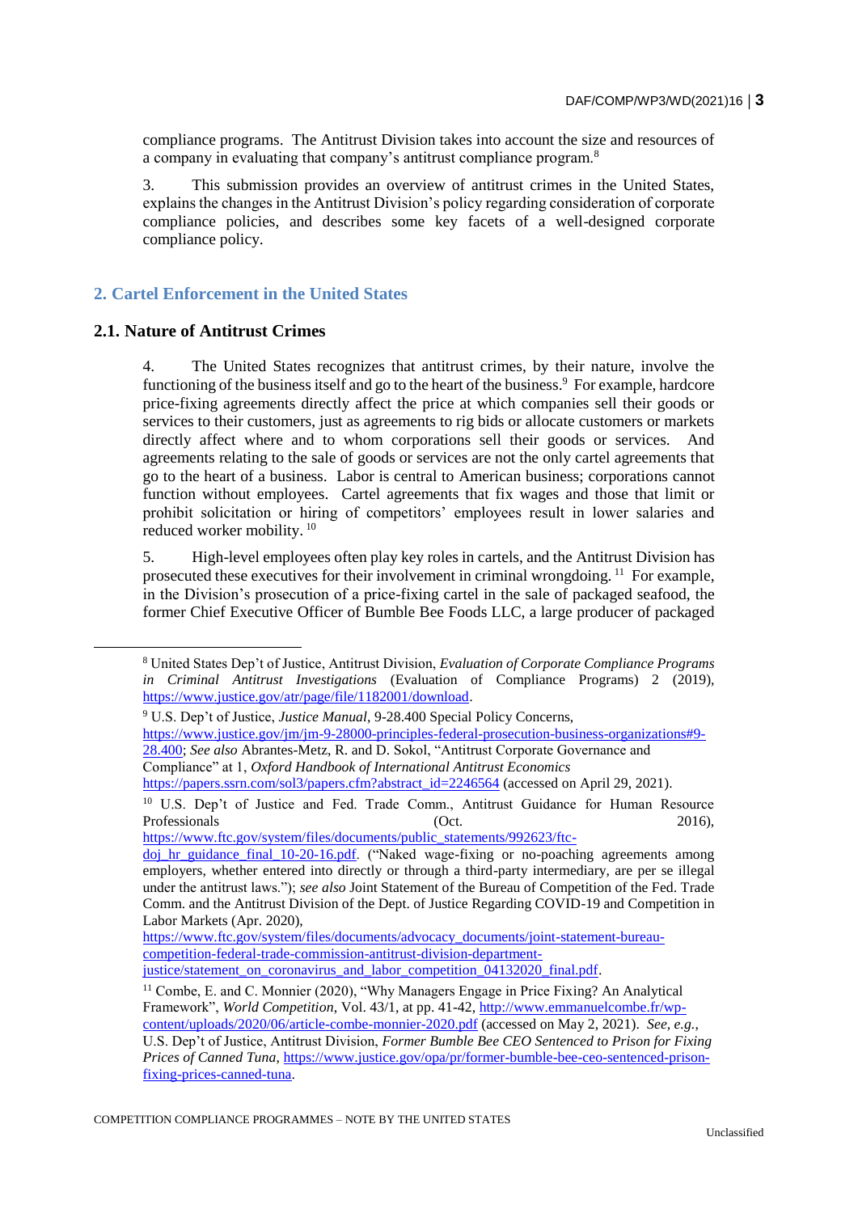compliance programs. The Antitrust Division takes into account the size and resources of a company in evaluating that company's antitrust compliance program.[8]

3. This submission provides an overview of antitrust crimes in the United States, explains the changes in the Antitrust Division's policy regarding consideration of corporate compliance policies, and describes some key facets of a well-designed corporate compliance policy.

## 2. Cartel Enforcement in the United States

### 2.1. Nature of Antitrust Crimes

4. The United States recognizes that antitrust crimes, by their nature, involve the functioning of the business itself and go to the heart of the business.[9] For example, hardcore price-fixing agreements directly affect the price at which companies sell their goods or services to their customers, just as agreements to rig bids or allocate customers or markets directly affect where and to whom corporations sell their goods or services. And agreements relating to the sale of goods or services are not the only cartel agreements that go to the heart of a business. Labor is central to American business; corporations cannot function without employees. Cartel agreements that fix wages and those that limit or prohibit solicitation or hiring of competitors' employees result in lower salaries and reduced worker mobility.[10]

5. High-level employees often play key roles in cartels, and the Antitrust Division has prosecuted these executives for their involvement in criminal wrongdoing.[11] For example, in the Division's prosecution of a price-fixing cartel in the sale of packaged seafood, the former Chief Executive Officer of Bumble Bee Foods LLC, a large producer of packaged

---

[8] United States Dep't of Justice, Antitrust Division, *Evaluation of Corporate Compliance Programs in Criminal Antitrust Investigations* (Evaluation of Compliance Programs) 2 (2019), https://www.justice.gov/atr/page/file/1182001/download.

[9] U.S. Dep't of Justice, *Justice Manual*, 9-28.400 Special Policy Concerns, https://www.justice.gov/jm/jm-9-28000-principles-federal-prosecution-business-organizations#9-28.400; *See also* Abrantes-Metz, R. and D. Sokol, "Antitrust Corporate Governance and Compliance" at 1, *Oxford Handbook of International Antitrust Economics* https://papers.ssrn.com/sol3/papers.cfm?abstract_id=2246564 (accessed on April 29, 2021).

[10] U.S. Dep't of Justice and Fed. Trade Comm., Antitrust Guidance for Human Resource Professionals (Oct. 2016), https://www.ftc.gov/system/files/documents/public_statements/992623/ftc-doj_hr_guidance_final_10-20-16.pdf. ("Naked wage-fixing or no-poaching agreements among employers, whether entered into directly or through a third-party intermediary, are per se illegal under the antitrust laws."); *see also* Joint Statement of the Bureau of Competition of the Fed. Trade Comm. and the Antitrust Division of the Dept. of Justice Regarding COVID-19 and Competition in Labor Markets (Apr. 2020), https://www.ftc.gov/system/files/documents/advocacy_documents/joint-statement-bureau-competition-federal-trade-commission-antitrust-division-department-justice/statement_on_coronavirus_and_labor_competition_04132020_final.pdf.

[11] Combe, E. and C. Monnier (2020), "Why Managers Engage in Price Fixing? An Analytical Framework", *World Competition*, Vol. 43/1, at pp. 41-42, http://www.emmanuelcombe.fr/wp-content/uploads/2020/06/article-combe-monnier-2020.pdf (accessed on May 2, 2021). *See, e.g.*, U.S. Dep't of Justice, Antitrust Division, *Former Bumble Bee CEO Sentenced to Prison for Fixing Prices of Canned Tuna*, https://www.justice.gov/opa/pr/former-bumble-bee-ceo-sentenced-prison-fixing-prices-canned-tuna.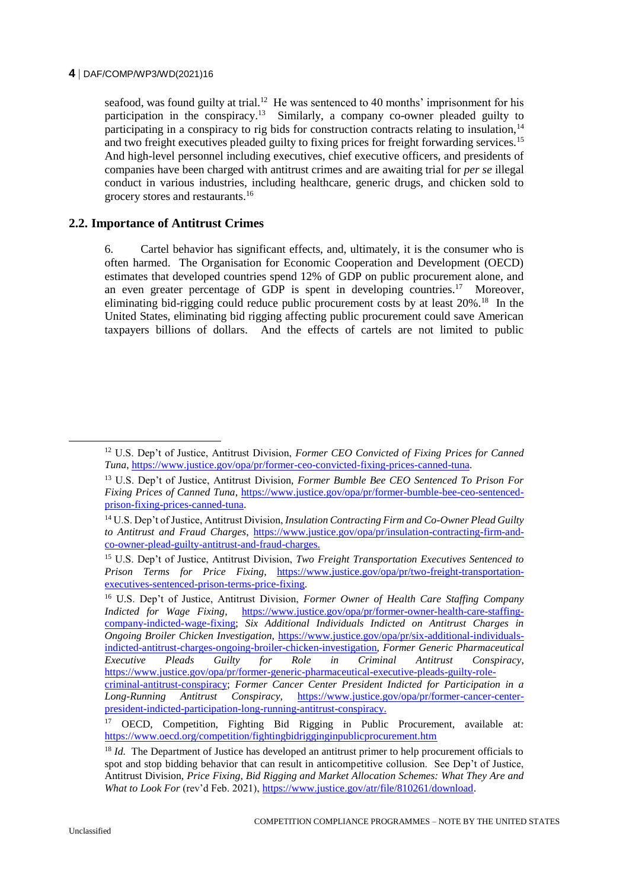seafood, was found guilty at trial.[12] He was sentenced to 40 months' imprisonment for his participation in the conspiracy.[13] Similarly, a company co-owner pleaded guilty to participating in a conspiracy to rig bids for construction contracts relating to insulation,[14] and two freight executives pleaded guilty to fixing prices for freight forwarding services.[15] And high-level personnel including executives, chief executive officers, and presidents of companies have been charged with antitrust crimes and are awaiting trial for *per se* illegal conduct in various industries, including healthcare, generic drugs, and chicken sold to grocery stores and restaurants.[16]

## 2.2. Importance of Antitrust Crimes

6. Cartel behavior has significant effects, and, ultimately, it is the consumer who is often harmed. The Organisation for Economic Cooperation and Development (OECD) estimates that developed countries spend 12% of GDP on public procurement alone, and an even greater percentage of GDP is spent in developing countries.[17] Moreover, eliminating bid-rigging could reduce public procurement costs by at least 20%.[18] In the United States, eliminating bid rigging affecting public procurement could save American taxpayers billions of dollars. And the effects of cartels are not limited to public

---

[12] U.S. Dep't of Justice, Antitrust Division, *Former CEO Convicted of Fixing Prices for Canned Tuna*, https://www.justice.gov/opa/pr/former-ceo-convicted-fixing-prices-canned-tuna.

[13] U.S. Dep't of Justice, Antitrust Division, *Former Bumble Bee CEO Sentenced To Prison For Fixing Prices of Canned Tuna*, https://www.justice.gov/opa/pr/former-bumble-bee-ceo-sentenced-prison-fixing-prices-canned-tuna.

[14] U.S. Dep't of Justice, Antitrust Division, *Insulation Contracting Firm and Co-Owner Plead Guilty to Antitrust and Fraud Charges*, https://www.justice.gov/opa/pr/insulation-contracting-firm-and-co-owner-plead-guilty-antitrust-and-fraud-charges.

[15] U.S. Dep't of Justice, Antitrust Division, *Two Freight Transportation Executives Sentenced to Prison Terms for Price Fixing*, https://www.justice.gov/opa/pr/two-freight-transportation-executives-sentenced-prison-terms-price-fixing.

[16] U.S. Dep't of Justice, Antitrust Division, *Former Owner of Health Care Staffing Company Indicted for Wage Fixing*, https://www.justice.gov/opa/pr/former-owner-health-care-staffing-company-indicted-wage-fixing; *Six Additional Individuals Indicted on Antitrust Charges in Ongoing Broiler Chicken Investigation*, https://www.justice.gov/opa/pr/six-additional-individuals-indicted-antitrust-charges-ongoing-broiler-chicken-investigation, *Former Generic Pharmaceutical Executive Pleads Guilty for Role in Criminal Antitrust Conspiracy*, https://www.justice.gov/opa/pr/former-generic-pharmaceutical-executive-pleads-guilty-role-criminal-antitrust-conspiracy; *Former Cancer Center President Indicted for Participation in a Long-Running Antitrust Conspiracy*, https://www.justice.gov/opa/pr/former-cancer-center-president-indicted-participation-long-running-antitrust-conspiracy.

[17] OECD, Competition, Fighting Bid Rigging in Public Procurement, available at: https://www.oecd.org/competition/fightingbidrigginginpublicprocurement.htm

[18] *Id.* The Department of Justice has developed an antitrust primer to help procurement officials to spot and stop bidding behavior that can result in anticompetitive collusion. See Dep't of Justice, Antitrust Division, *Price Fixing, Bid Rigging and Market Allocation Schemes: What They Are and What to Look For* (rev'd Feb. 2021), https://www.justice.gov/atr/file/810261/download.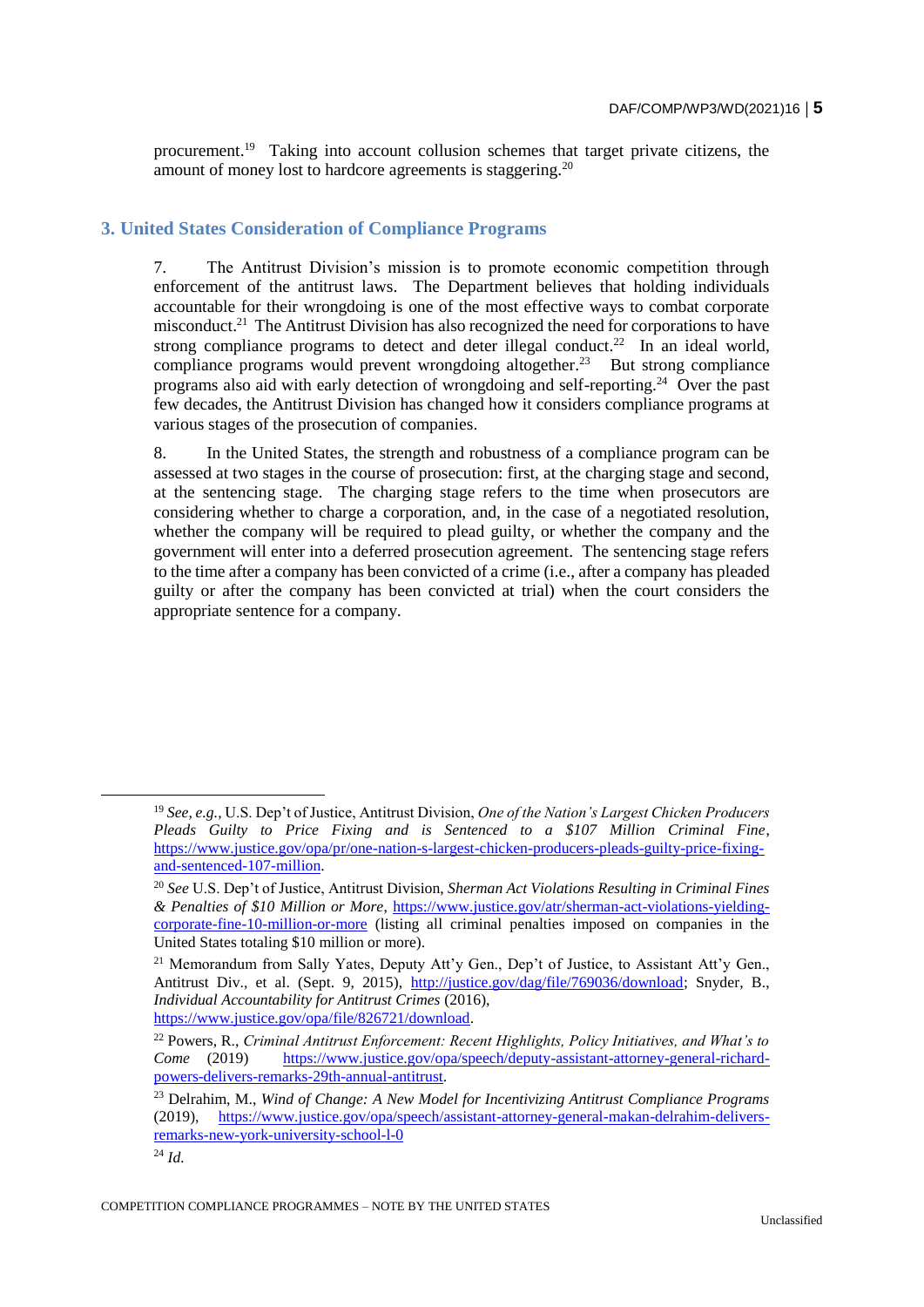procurement.[19] Taking into account collusion schemes that target private citizens, the amount of money lost to hardcore agreements is staggering.[20]

## 3. United States Consideration of Compliance Programs

7. The Antitrust Division's mission is to promote economic competition through enforcement of the antitrust laws. The Department believes that holding individuals accountable for their wrongdoing is one of the most effective ways to combat corporate misconduct.[21] The Antitrust Division has also recognized the need for corporations to have strong compliance programs to detect and deter illegal conduct.[22] In an ideal world, compliance programs would prevent wrongdoing altogether.[23] But strong compliance programs also aid with early detection of wrongdoing and self-reporting.[24] Over the past few decades, the Antitrust Division has changed how it considers compliance programs at various stages of the prosecution of companies.

8. In the United States, the strength and robustness of a compliance program can be assessed at two stages in the course of prosecution: first, at the charging stage and second, at the sentencing stage. The charging stage refers to the time when prosecutors are considering whether to charge a corporation, and, in the case of a negotiated resolution, whether the company will be required to plead guilty, or whether the company and the government will enter into a deferred prosecution agreement. The sentencing stage refers to the time after a company has been convicted of a crime (i.e., after a company has pleaded guilty or after the company has been convicted at trial) when the court considers the appropriate sentence for a company.

---

[19] *See, e.g.*, U.S. Dep't of Justice, Antitrust Division, *One of the Nation's Largest Chicken Producers Pleads Guilty to Price Fixing and is Sentenced to a $107 Million Criminal Fine*, https://www.justice.gov/opa/pr/one-nation-s-largest-chicken-producers-pleads-guilty-price-fixing-and-sentenced-107-million.

[20] *See* U.S. Dep't of Justice, Antitrust Division, *Sherman Act Violations Resulting in Criminal Fines & Penalties of $10 Million or More*, https://www.justice.gov/atr/sherman-act-violations-yielding-corporate-fine-10-million-or-more (listing all criminal penalties imposed on companies in the United States totaling $10 million or more).

[21] Memorandum from Sally Yates, Deputy Att'y Gen., Dep't of Justice, to Assistant Att'y Gen., Antitrust Div., et al. (Sept. 9, 2015), http://justice.gov/dag/file/769036/download; Snyder, B., *Individual Accountability for Antitrust Crimes* (2016), https://www.justice.gov/opa/file/826721/download.

[22] Powers, R., *Criminal Antitrust Enforcement: Recent Highlights, Policy Initiatives, and What's to Come* (2019) https://www.justice.gov/opa/speech/deputy-assistant-attorney-general-richard-powers-delivers-remarks-29th-annual-antitrust.

[23] Delrahim, M., *Wind of Change: A New Model for Incentivizing Antitrust Compliance Programs* (2019), https://www.justice.gov/opa/speech/assistant-attorney-general-makan-delrahim-delivers-remarks-new-york-university-school-l-0

[24] *Id.*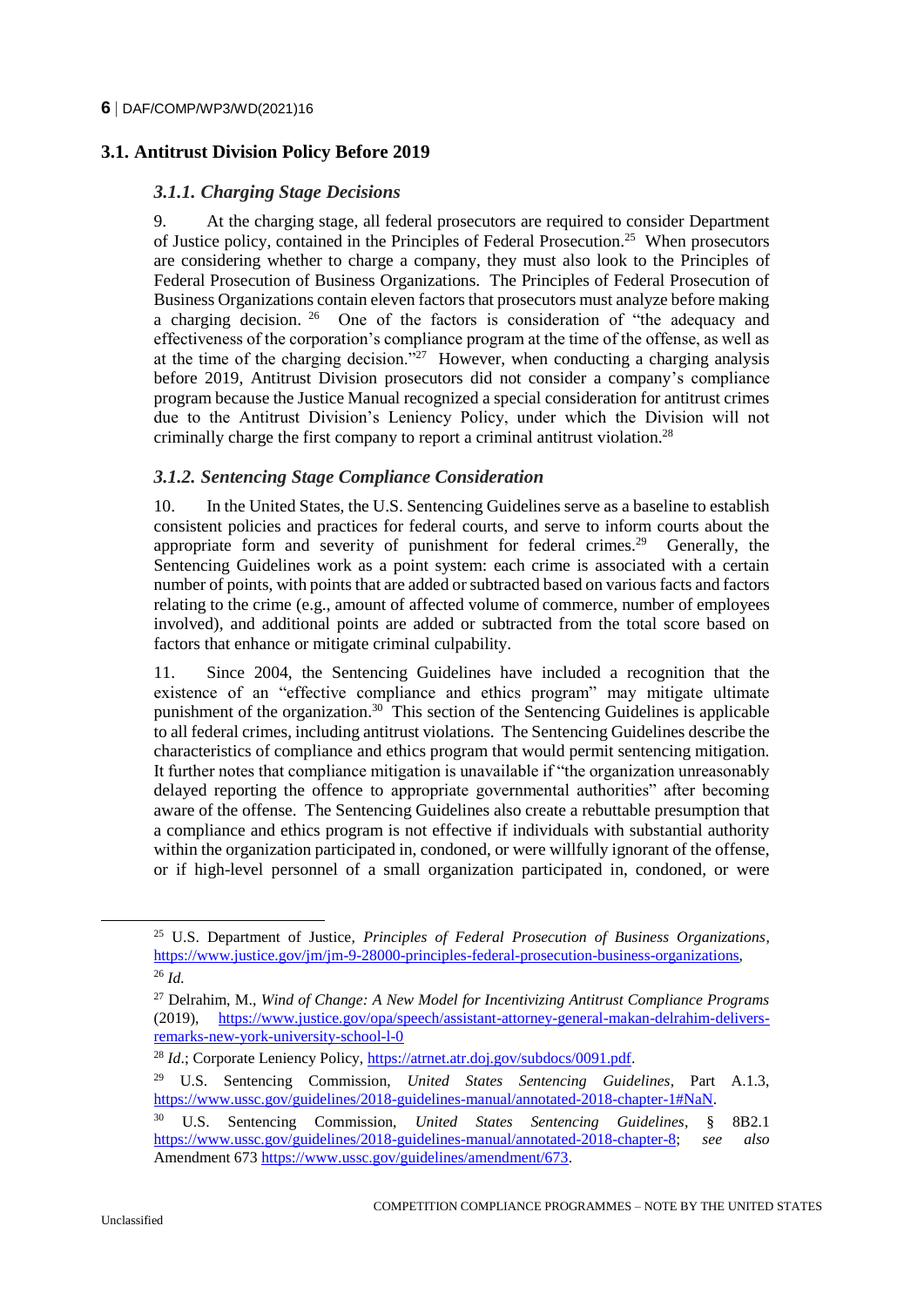## 3.1. Antitrust Division Policy Before 2019

### *3.1.1. Charging Stage Decisions*

9. At the charging stage, all federal prosecutors are required to consider Department of Justice policy, contained in the Principles of Federal Prosecution.[25] When prosecutors are considering whether to charge a company, they must also look to the Principles of Federal Prosecution of Business Organizations. The Principles of Federal Prosecution of Business Organizations contain eleven factors that prosecutors must analyze before making a charging decision.[26] One of the factors is consideration of "the adequacy and effectiveness of the corporation's compliance program at the time of the offense, as well as at the time of the charging decision."[27] However, when conducting a charging analysis before 2019, Antitrust Division prosecutors did not consider a company's compliance program because the Justice Manual recognized a special consideration for antitrust crimes due to the Antitrust Division's Leniency Policy, under which the Division will not criminally charge the first company to report a criminal antitrust violation.[28]

### *3.1.2. Sentencing Stage Compliance Consideration*

10. In the United States, the U.S. Sentencing Guidelines serve as a baseline to establish consistent policies and practices for federal courts, and serve to inform courts about the appropriate form and severity of punishment for federal crimes.[29] Generally, the Sentencing Guidelines work as a point system: each crime is associated with a certain number of points, with points that are added or subtracted based on various facts and factors relating to the crime (e.g., amount of affected volume of commerce, number of employees involved), and additional points are added or subtracted from the total score based on factors that enhance or mitigate criminal culpability.

11. Since 2004, the Sentencing Guidelines have included a recognition that the existence of an "effective compliance and ethics program" may mitigate ultimate punishment of the organization.[30] This section of the Sentencing Guidelines is applicable to all federal crimes, including antitrust violations. The Sentencing Guidelines describe the characteristics of compliance and ethics program that would permit sentencing mitigation. It further notes that compliance mitigation is unavailable if "the organization unreasonably delayed reporting the offence to appropriate governmental authorities" after becoming aware of the offense. The Sentencing Guidelines also create a rebuttable presumption that a compliance and ethics program is not effective if individuals with substantial authority within the organization participated in, condoned, or were willfully ignorant of the offense, or if high-level personnel of a small organization participated in, condoned, or were

---

[25] U.S. Department of Justice, *Principles of Federal Prosecution of Business Organizations*, https://www.justice.gov/jm/jm-9-28000-principles-federal-prosecution-business-organizations.

[26] *Id.*

[27] Delrahim, M., *Wind of Change: A New Model for Incentivizing Antitrust Compliance Programs* (2019), https://www.justice.gov/opa/speech/assistant-attorney-general-makan-delrahim-delivers-remarks-new-york-university-school-l-0

[28] *Id*.; Corporate Leniency Policy, https://atrnet.atr.doj.gov/subdocs/0091.pdf.

[29] U.S. Sentencing Commission, *United States Sentencing Guidelines*, Part A.1.3, https://www.ussc.gov/guidelines/2018-guidelines-manual/annotated-2018-chapter-1#NaN.

[30] U.S. Sentencing Commission, *United States Sentencing Guidelines*, § 8B2.1 https://www.ussc.gov/guidelines/2018-guidelines-manual/annotated-2018-chapter-8; *see also* Amendment 673 https://www.ussc.gov/guidelines/amendment/673.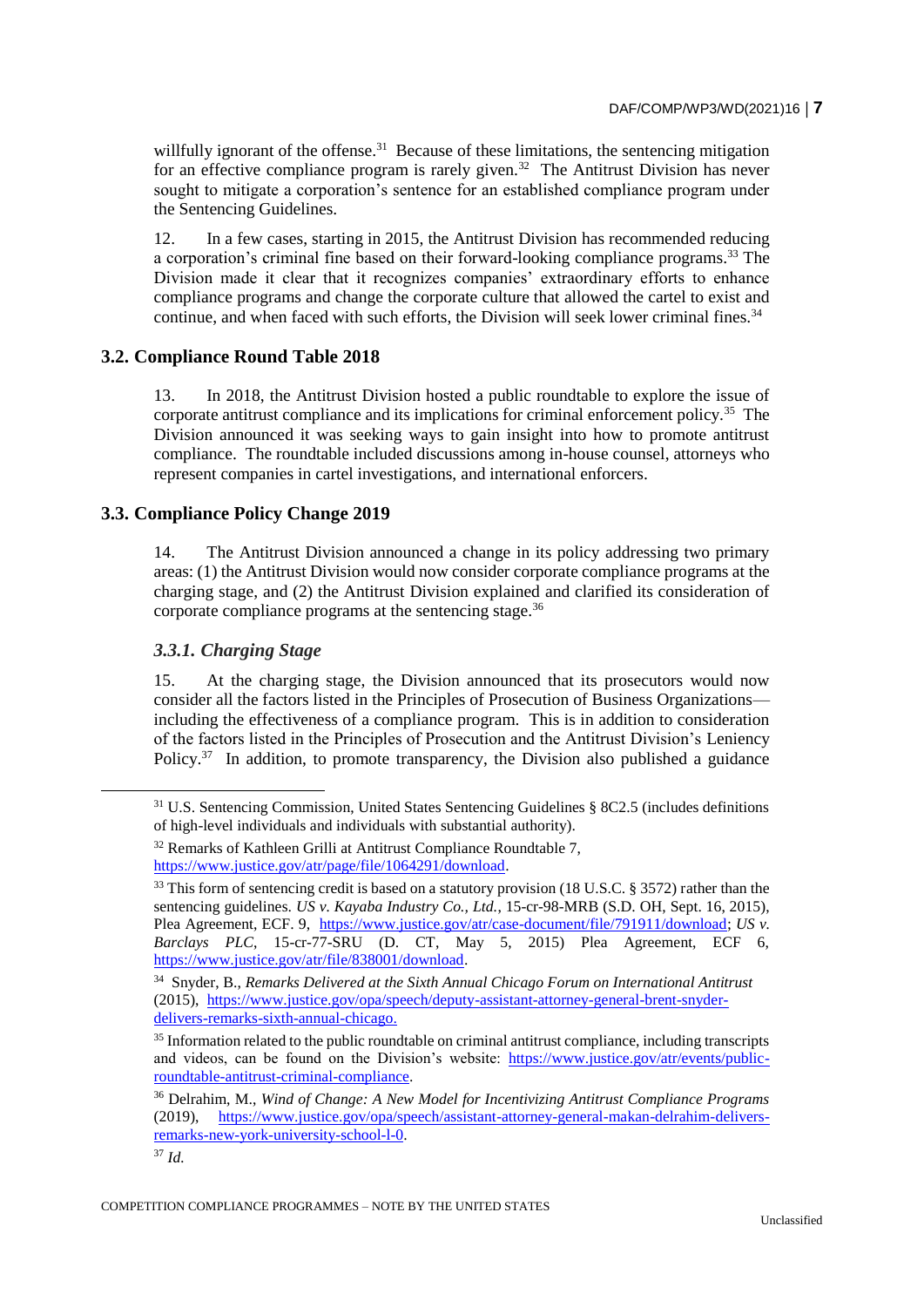willfully ignorant of the offense.[31] Because of these limitations, the sentencing mitigation for an effective compliance program is rarely given.[32] The Antitrust Division has never sought to mitigate a corporation's sentence for an established compliance program under the Sentencing Guidelines.

12. In a few cases, starting in 2015, the Antitrust Division has recommended reducing a corporation's criminal fine based on their forward-looking compliance programs.[33] The Division made it clear that it recognizes companies' extraordinary efforts to enhance compliance programs and change the corporate culture that allowed the cartel to exist and continue, and when faced with such efforts, the Division will seek lower criminal fines.[34]

## 3.2. Compliance Round Table 2018

13. In 2018, the Antitrust Division hosted a public roundtable to explore the issue of corporate antitrust compliance and its implications for criminal enforcement policy.[35] The Division announced it was seeking ways to gain insight into how to promote antitrust compliance. The roundtable included discussions among in-house counsel, attorneys who represent companies in cartel investigations, and international enforcers.

## 3.3. Compliance Policy Change 2019

14. The Antitrust Division announced a change in its policy addressing two primary areas: (1) the Antitrust Division would now consider corporate compliance programs at the charging stage, and (2) the Antitrust Division explained and clarified its consideration of corporate compliance programs at the sentencing stage.[36]

### *3.3.1. Charging Stage*

15. At the charging stage, the Division announced that its prosecutors would now consider all the factors listed in the Principles of Prosecution of Business Organizations—including the effectiveness of a compliance program. This is in addition to consideration of the factors listed in the Principles of Prosecution and the Antitrust Division's Leniency Policy.[37] In addition, to promote transparency, the Division also published a guidance

---

[31] U.S. Sentencing Commission, United States Sentencing Guidelines § 8C2.5 (includes definitions of high-level individuals and individuals with substantial authority).

[32] Remarks of Kathleen Grilli at Antitrust Compliance Roundtable 7, https://www.justice.gov/atr/page/file/1064291/download.

[33] This form of sentencing credit is based on a statutory provision (18 U.S.C. § 3572) rather than the sentencing guidelines. *US v. Kayaba Industry Co., Ltd.*, 15-cr-98-MRB (S.D. OH, Sept. 16, 2015), Plea Agreement, ECF. 9, https://www.justice.gov/atr/case-document/file/791911/download; *US v. Barclays PLC*, 15-cr-77-SRU (D. CT, May 5, 2015) Plea Agreement, ECF 6, https://www.justice.gov/atr/file/838001/download.

[34] Snyder, B., *Remarks Delivered at the Sixth Annual Chicago Forum on International Antitrust* (2015), https://www.justice.gov/opa/speech/deputy-assistant-attorney-general-brent-snyder-delivers-remarks-sixth-annual-chicago.

[35] Information related to the public roundtable on criminal antitrust compliance, including transcripts and videos, can be found on the Division's website: https://www.justice.gov/atr/events/public-roundtable-antitrust-criminal-compliance.

[36] Delrahim, M., *Wind of Change: A New Model for Incentivizing Antitrust Compliance Programs* (2019), https://www.justice.gov/opa/speech/assistant-attorney-general-makan-delrahim-delivers-remarks-new-york-university-school-l-0.

[37] *Id.*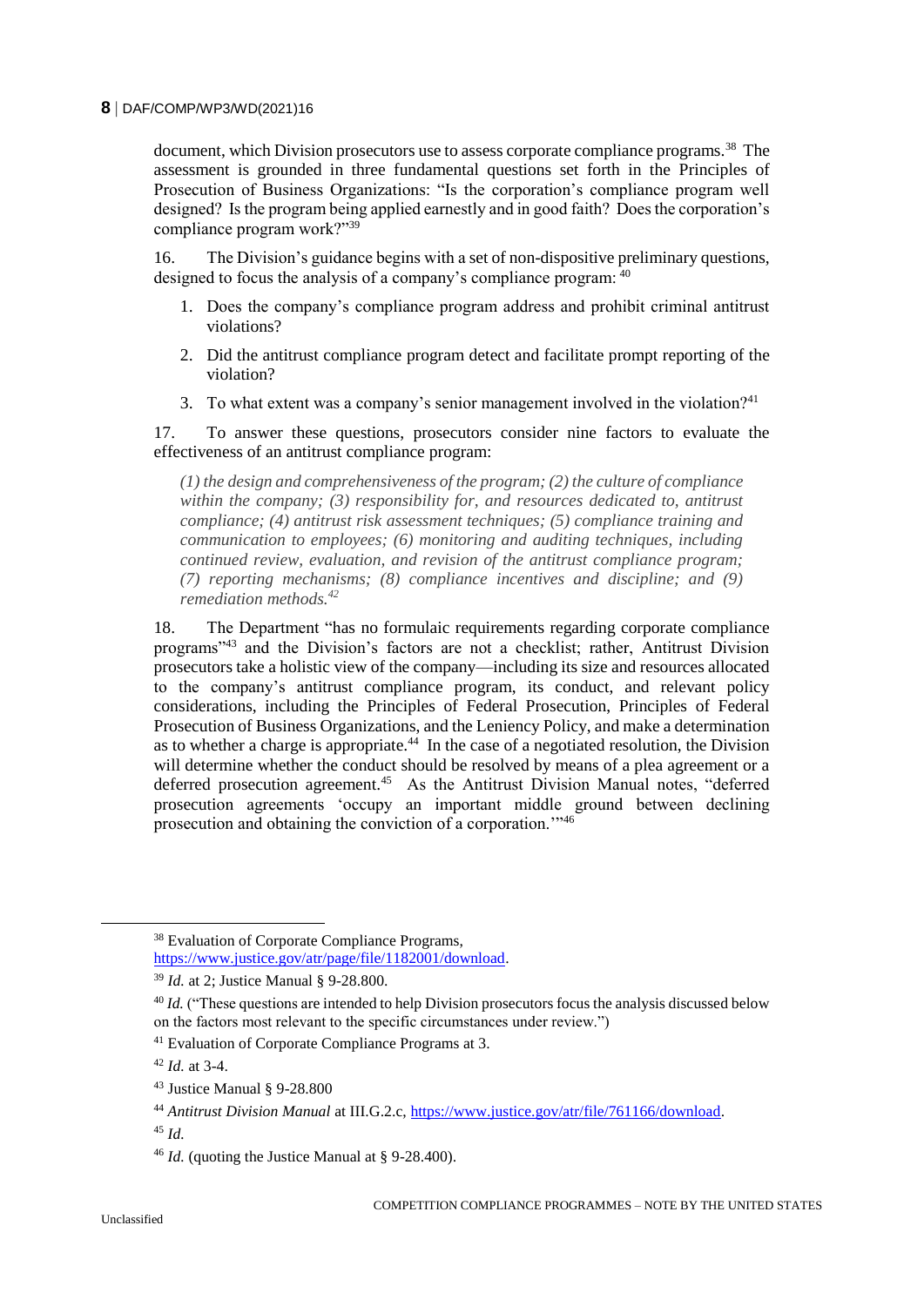document, which Division prosecutors use to assess corporate compliance programs.[38] The assessment is grounded in three fundamental questions set forth in the Principles of Prosecution of Business Organizations: "Is the corporation's compliance program well designed? Is the program being applied earnestly and in good faith? Does the corporation's compliance program work?"[39]

16. The Division's guidance begins with a set of non-dispositive preliminary questions, designed to focus the analysis of a company's compliance program: [40]

1. Does the company's compliance program address and prohibit criminal antitrust violations?
2. Did the antitrust compliance program detect and facilitate prompt reporting of the violation?
3. To what extent was a company's senior management involved in the violation?[41]

17. To answer these questions, prosecutors consider nine factors to evaluate the effectiveness of an antitrust compliance program:

> *(1) the design and comprehensiveness of the program; (2) the culture of compliance within the company; (3) responsibility for, and resources dedicated to, antitrust compliance; (4) antitrust risk assessment techniques; (5) compliance training and communication to employees; (6) monitoring and auditing techniques, including continued review, evaluation, and revision of the antitrust compliance program; (7) reporting mechanisms; (8) compliance incentives and discipline; and (9) remediation methods.[42]*

18. The Department "has no formulaic requirements regarding corporate compliance programs"[43] and the Division's factors are not a checklist; rather, Antitrust Division prosecutors take a holistic view of the company—including its size and resources allocated to the company's antitrust compliance program, its conduct, and relevant policy considerations, including the Principles of Federal Prosecution, Principles of Federal Prosecution of Business Organizations, and the Leniency Policy, and make a determination as to whether a charge is appropriate.[44] In the case of a negotiated resolution, the Division will determine whether the conduct should be resolved by means of a plea agreement or a deferred prosecution agreement.[45] As the Antitrust Division Manual notes, "deferred prosecution agreements 'occupy an important middle ground between declining prosecution and obtaining the conviction of a corporation.'"[46]

---

[38] Evaluation of Corporate Compliance Programs, https://www.justice.gov/atr/page/file/1182001/download.

[39] *Id.* at 2; Justice Manual § 9-28.800.

[40] *Id.* ("These questions are intended to help Division prosecutors focus the analysis discussed below on the factors most relevant to the specific circumstances under review.")

[41] Evaluation of Corporate Compliance Programs at 3.

[42] *Id.* at 3-4.

[43] Justice Manual § 9-28.800

[44] *Antitrust Division Manual* at III.G.2.c, https://www.justice.gov/atr/file/761166/download.

[45] *Id.*

[46] *Id.* (quoting the Justice Manual at § 9-28.400).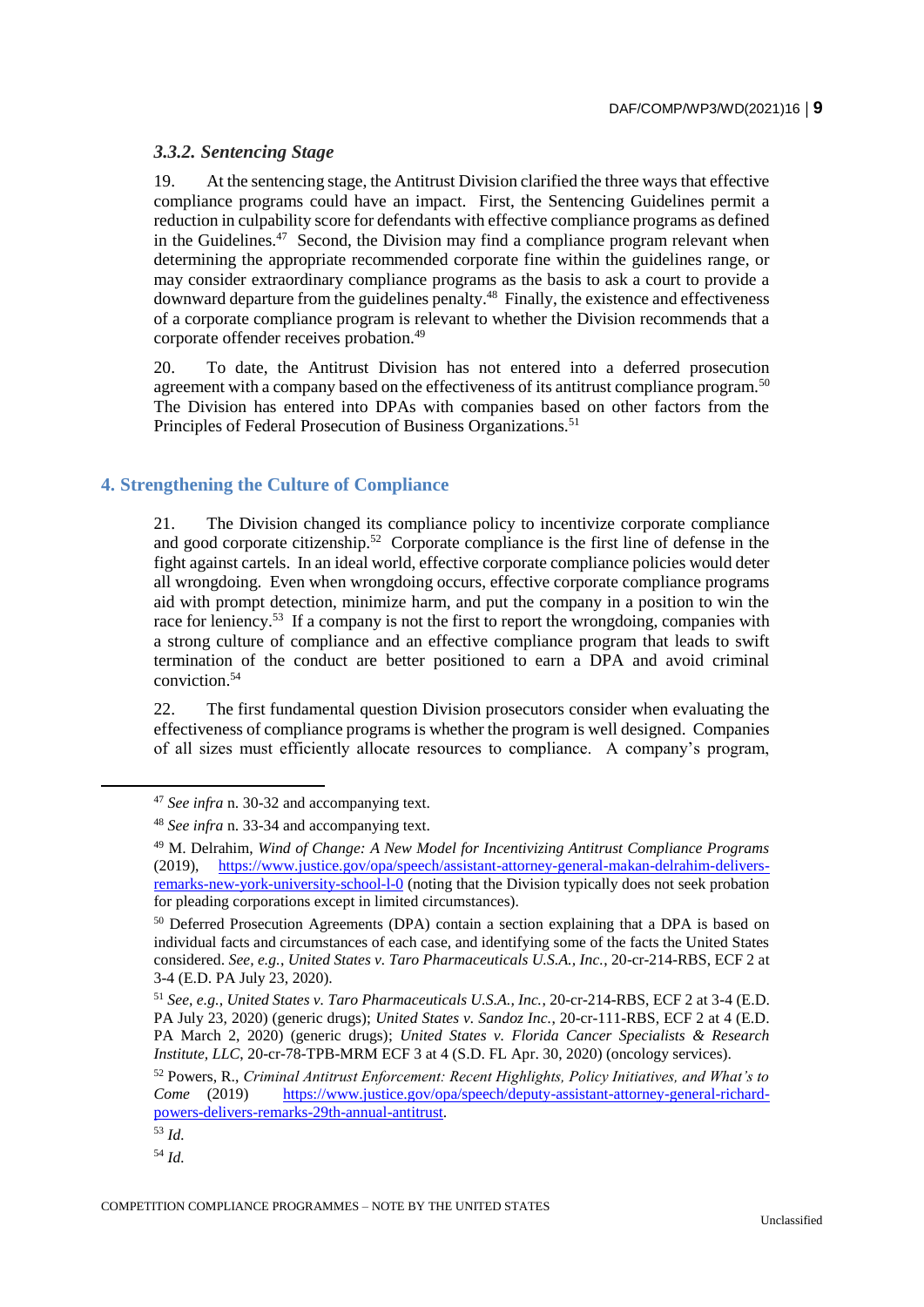### *3.3.2. Sentencing Stage*

19. At the sentencing stage, the Antitrust Division clarified the three ways that effective compliance programs could have an impact. First, the Sentencing Guidelines permit a reduction in culpability score for defendants with effective compliance programs as defined in the Guidelines.[47] Second, the Division may find a compliance program relevant when determining the appropriate recommended corporate fine within the guidelines range, or may consider extraordinary compliance programs as the basis to ask a court to provide a downward departure from the guidelines penalty.[48] Finally, the existence and effectiveness of a corporate compliance program is relevant to whether the Division recommends that a corporate offender receives probation.[49]

20. To date, the Antitrust Division has not entered into a deferred prosecution agreement with a company based on the effectiveness of its antitrust compliance program.[50] The Division has entered into DPAs with companies based on other factors from the Principles of Federal Prosecution of Business Organizations.[51]

## 4. Strengthening the Culture of Compliance

21. The Division changed its compliance policy to incentivize corporate compliance and good corporate citizenship.[52] Corporate compliance is the first line of defense in the fight against cartels. In an ideal world, effective corporate compliance policies would deter all wrongdoing. Even when wrongdoing occurs, effective corporate compliance programs aid with prompt detection, minimize harm, and put the company in a position to win the race for leniency.[53] If a company is not the first to report the wrongdoing, companies with a strong culture of compliance and an effective compliance program that leads to swift termination of the conduct are better positioned to earn a DPA and avoid criminal conviction.[54]

22. The first fundamental question Division prosecutors consider when evaluating the effectiveness of compliance programs is whether the program is well designed. Companies of all sizes must efficiently allocate resources to compliance. A company's program,

---

[47] *See infra* n. 30-32 and accompanying text.

[48] *See infra* n. 33-34 and accompanying text.

[49] M. Delrahim, *Wind of Change: A New Model for Incentivizing Antitrust Compliance Programs* (2019), https://www.justice.gov/opa/speech/assistant-attorney-general-makan-delrahim-delivers-remarks-new-york-university-school-l-0 (noting that the Division typically does not seek probation for pleading corporations except in limited circumstances).

[50] Deferred Prosecution Agreements (DPA) contain a section explaining that a DPA is based on individual facts and circumstances of each case, and identifying some of the facts the United States considered. *See, e.g.*, *United States v. Taro Pharmaceuticals U.S.A., Inc.*, 20-cr-214-RBS, ECF 2 at 3-4 (E.D. PA July 23, 2020).

[51] *See, e.g.*, *United States v. Taro Pharmaceuticals U.S.A., Inc.*, 20-cr-214-RBS, ECF 2 at 3-4 (E.D. PA July 23, 2020) (generic drugs); *United States v. Sandoz Inc.*, 20-cr-111-RBS, ECF 2 at 4 (E.D. PA March 2, 2020) (generic drugs); *United States v. Florida Cancer Specialists & Research Institute, LLC*, 20-cr-78-TPB-MRM ECF 3 at 4 (S.D. FL Apr. 30, 2020) (oncology services).

[52] Powers, R., *Criminal Antitrust Enforcement: Recent Highlights, Policy Initiatives, and What's to Come* (2019) https://www.justice.gov/opa/speech/deputy-assistant-attorney-general-richard-powers-delivers-remarks-29th-annual-antitrust.

[53] *Id.*

[54] *Id.*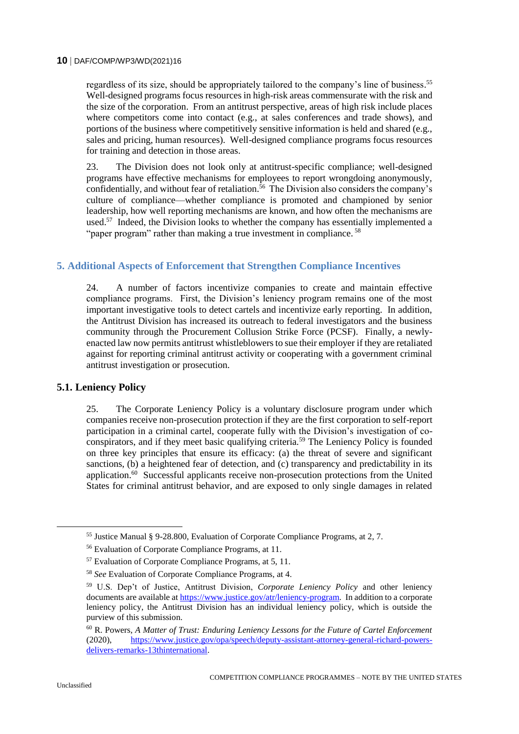regardless of its size, should be appropriately tailored to the company's line of business.[55] Well-designed programs focus resources in high-risk areas commensurate with the risk and the size of the corporation. From an antitrust perspective, areas of high risk include places where competitors come into contact (e.g., at sales conferences and trade shows), and portions of the business where competitively sensitive information is held and shared (e.g., sales and pricing, human resources). Well-designed compliance programs focus resources for training and detection in those areas.

23. The Division does not look only at antitrust-specific compliance; well-designed programs have effective mechanisms for employees to report wrongdoing anonymously, confidentially, and without fear of retaliation.[56] The Division also considers the company's culture of compliance—whether compliance is promoted and championed by senior leadership, how well reporting mechanisms are known, and how often the mechanisms are used.[57] Indeed, the Division looks to whether the company has essentially implemented a "paper program" rather than making a true investment in compliance.[58]

## 5. Additional Aspects of Enforcement that Strengthen Compliance Incentives

24. A number of factors incentivize companies to create and maintain effective compliance programs. First, the Division's leniency program remains one of the most important investigative tools to detect cartels and incentivize early reporting. In addition, the Antitrust Division has increased its outreach to federal investigators and the business community through the Procurement Collusion Strike Force (PCSF). Finally, a newly-enacted law now permits antitrust whistleblowers to sue their employer if they are retaliated against for reporting criminal antitrust activity or cooperating with a government criminal antitrust investigation or prosecution.

### 5.1. Leniency Policy

25. The Corporate Leniency Policy is a voluntary disclosure program under which companies receive non-prosecution protection if they are the first corporation to self-report participation in a criminal cartel, cooperate fully with the Division's investigation of co-conspirators, and if they meet basic qualifying criteria.[59] The Leniency Policy is founded on three key principles that ensure its efficacy: (a) the threat of severe and significant sanctions, (b) a heightened fear of detection, and (c) transparency and predictability in its application.[60] Successful applicants receive non-prosecution protections from the United States for criminal antitrust behavior, and are exposed to only single damages in related

---

[55] Justice Manual § 9-28.800, Evaluation of Corporate Compliance Programs, at 2, 7.

[56] Evaluation of Corporate Compliance Programs, at 11.

[57] Evaluation of Corporate Compliance Programs, at 5, 11.

[58] *See* Evaluation of Corporate Compliance Programs, at 4.

[59] U.S. Dep't of Justice, Antitrust Division, *Corporate Leniency Policy* and other leniency documents are available at https://www.justice.gov/atr/leniency-program. In addition to a corporate leniency policy, the Antitrust Division has an individual leniency policy, which is outside the purview of this submission.

[60] R. Powers, *A Matter of Trust: Enduring Leniency Lessons for the Future of Cartel Enforcement* (2020), https://www.justice.gov/opa/speech/deputy-assistant-attorney-general-richard-powers-delivers-remarks-13thinternational.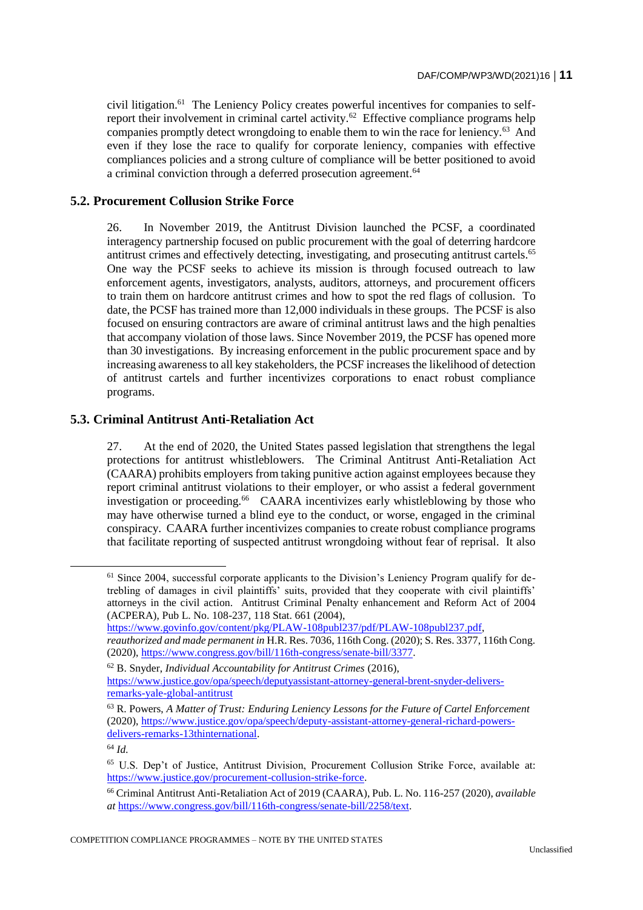civil litigation.[61] The Leniency Policy creates powerful incentives for companies to self-report their involvement in criminal cartel activity.[62] Effective compliance programs help companies promptly detect wrongdoing to enable them to win the race for leniency.[63] And even if they lose the race to qualify for corporate leniency, companies with effective compliances policies and a strong culture of compliance will be better positioned to avoid a criminal conviction through a deferred prosecution agreement.[64]

### 5.2. Procurement Collusion Strike Force

26. In November 2019, the Antitrust Division launched the PCSF, a coordinated interagency partnership focused on public procurement with the goal of deterring hardcore antitrust crimes and effectively detecting, investigating, and prosecuting antitrust cartels.[65] One way the PCSF seeks to achieve its mission is through focused outreach to law enforcement agents, investigators, analysts, auditors, attorneys, and procurement officers to train them on hardcore antitrust crimes and how to spot the red flags of collusion. To date, the PCSF has trained more than 12,000 individuals in these groups. The PCSF is also focused on ensuring contractors are aware of criminal antitrust laws and the high penalties that accompany violation of those laws. Since November 2019, the PCSF has opened more than 30 investigations. By increasing enforcement in the public procurement space and by increasing awareness to all key stakeholders, the PCSF increases the likelihood of detection of antitrust cartels and further incentivizes corporations to enact robust compliance programs.

### 5.3. Criminal Antitrust Anti-Retaliation Act

27. At the end of 2020, the United States passed legislation that strengthens the legal protections for antitrust whistleblowers. The Criminal Antitrust Anti-Retaliation Act (CAARA) prohibits employers from taking punitive action against employees because they report criminal antitrust violations to their employer, or who assist a federal government investigation or proceeding.[66] CAARA incentivizes early whistleblowing by those who may have otherwise turned a blind eye to the conduct, or worse, engaged in the criminal conspiracy. CAARA further incentivizes companies to create robust compliance programs that facilitate reporting of suspected antitrust wrongdoing without fear of reprisal. It also

---

[61] Since 2004, successful corporate applicants to the Division's Leniency Program qualify for de-trebling of damages in civil plaintiffs' suits, provided that they cooperate with civil plaintiffs' attorneys in the civil action. Antitrust Criminal Penalty enhancement and Reform Act of 2004 (ACPERA), Pub L. No. 108-237, 118 Stat. 661 (2004), https://www.govinfo.gov/content/pkg/PLAW-108publ237/pdf/PLAW-108publ237.pdf, *reauthorized and made permanent in* H.R. Res. 7036, 116th Cong. (2020); S. Res. 3377, 116th Cong. (2020), https://www.congress.gov/bill/116th-congress/senate-bill/3377.

[62] B. Snyder, *Individual Accountability for Antitrust Crimes* (2016), https://www.justice.gov/opa/speech/deputyassistant-attorney-general-brent-snyder-delivers-remarks-yale-global-antitrust

[63] R. Powers, *A Matter of Trust: Enduring Leniency Lessons for the Future of Cartel Enforcement* (2020), https://www.justice.gov/opa/speech/deputy-assistant-attorney-general-richard-powers-delivers-remarks-13thinternational.

[64] *Id.*

[65] U.S. Dep't of Justice, Antitrust Division, Procurement Collusion Strike Force, available at: https://www.justice.gov/procurement-collusion-strike-force.

[66] Criminal Antitrust Anti-Retaliation Act of 2019 (CAARA), Pub. L. No. 116-257 (2020), *available at* https://www.congress.gov/bill/116th-congress/senate-bill/2258/text.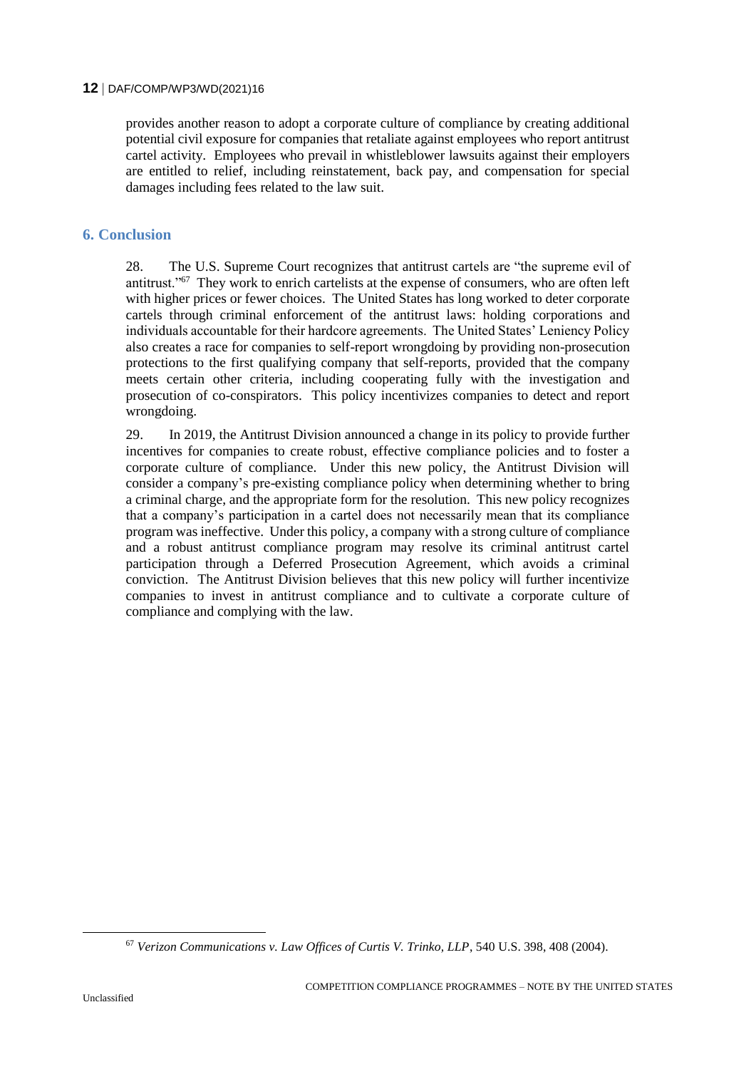provides another reason to adopt a corporate culture of compliance by creating additional potential civil exposure for companies that retaliate against employees who report antitrust cartel activity. Employees who prevail in whistleblower lawsuits against their employers are entitled to relief, including reinstatement, back pay, and compensation for special damages including fees related to the law suit.

## 6. Conclusion

28. The U.S. Supreme Court recognizes that antitrust cartels are "the supreme evil of antitrust."[67] They work to enrich cartelists at the expense of consumers, who are often left with higher prices or fewer choices. The United States has long worked to deter corporate cartels through criminal enforcement of the antitrust laws: holding corporations and individuals accountable for their hardcore agreements. The United States' Leniency Policy also creates a race for companies to self-report wrongdoing by providing non-prosecution protections to the first qualifying company that self-reports, provided that the company meets certain other criteria, including cooperating fully with the investigation and prosecution of co-conspirators. This policy incentivizes companies to detect and report wrongdoing.

29. In 2019, the Antitrust Division announced a change in its policy to provide further incentives for companies to create robust, effective compliance policies and to foster a corporate culture of compliance. Under this new policy, the Antitrust Division will consider a company's pre-existing compliance policy when determining whether to bring a criminal charge, and the appropriate form for the resolution. This new policy recognizes that a company's participation in a cartel does not necessarily mean that its compliance program was ineffective. Under this policy, a company with a strong culture of compliance and a robust antitrust compliance program may resolve its criminal antitrust cartel participation through a Deferred Prosecution Agreement, which avoids a criminal conviction. The Antitrust Division believes that this new policy will further incentivize companies to invest in antitrust compliance and to cultivate a corporate culture of compliance and complying with the law.

[67] *Verizon Communications v. Law Offices of Curtis V. Trinko, LLP*, 540 U.S. 398, 408 (2004).